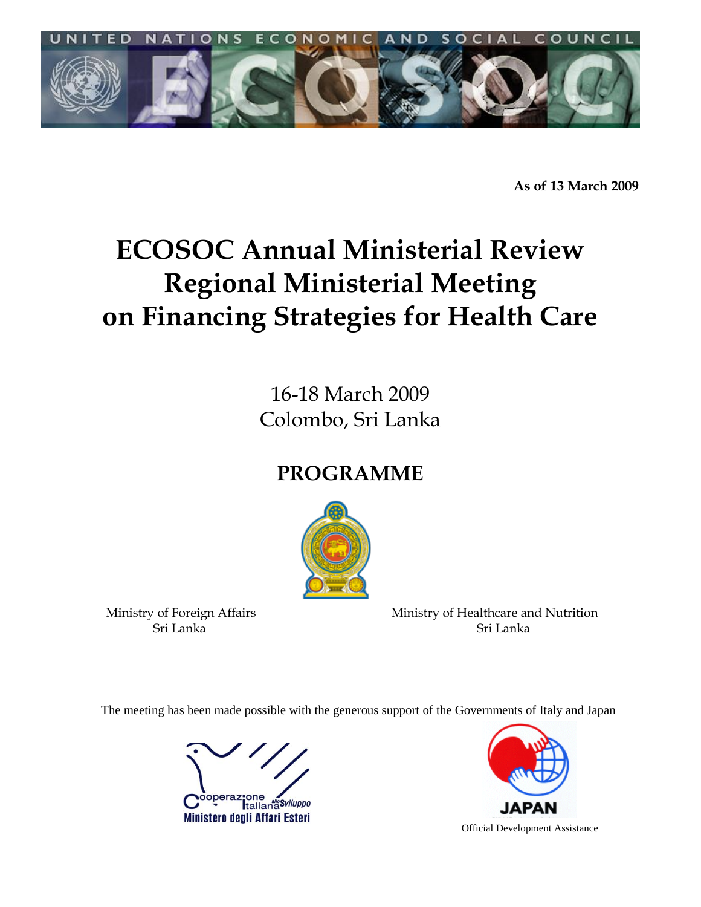UNITED NATIONS ECONOMIC AND SOCIAL COUNCIL

**As of 13 March 2009**

# ECOSOC Annual Ministerial Review Regional Ministerial Meeting on Financing Strategies for Health Care

16-18 March 2009
Colombo, Sri Lanka

## PROGRAMME

Ministry of Foreign Affairs
Sri Lanka

Ministry of Healthcare and Nutrition
Sri Lanka

The meeting has been made possible with the generous support of the Governments of Italy and Japan

Cooperazione Italiana allo Sviluppo
Ministero degli Affari Esteri

JAPAN
Official Development Assistance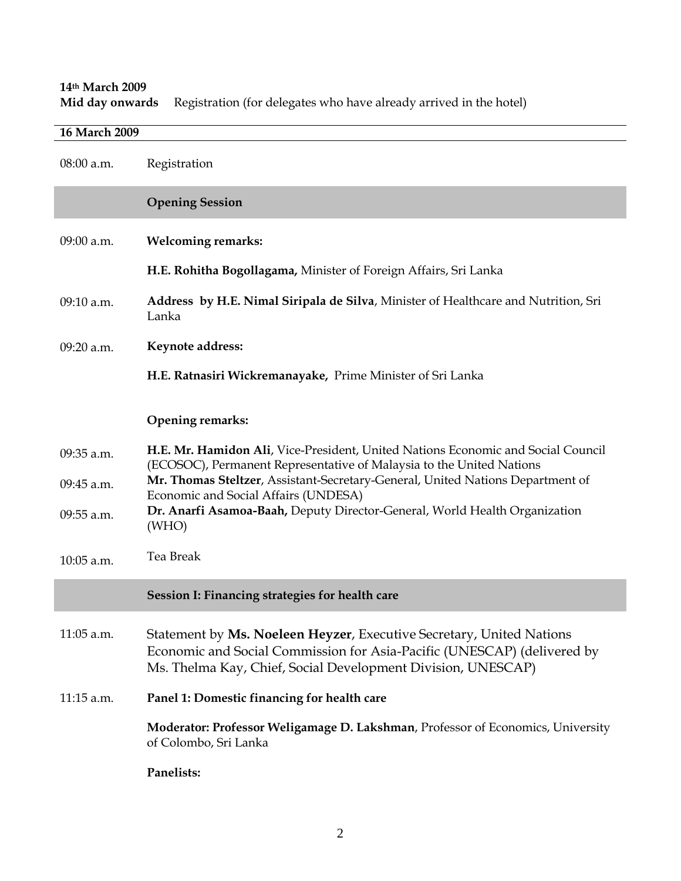**14th March 2009**
**Mid day onwards** Registration (for delegates who have already arrived in the hotel)

**16 March 2009**

| | |
|---|---|
| 08:00 a.m. | Registration |
| | **Opening Session** |
| 09:00 a.m. | **Welcoming remarks:** |
| | **H.E. Rohitha Bogollagama,** Minister of Foreign Affairs, Sri Lanka |
| 09:10 a.m. | **Address by H.E. Nimal Siripala de Silva**, Minister of Healthcare and Nutrition, Sri Lanka |
| 09:20 a.m. | **Keynote address:** |
| | **H.E. Ratnasiri Wickremanayake,** Prime Minister of Sri Lanka |
| | **Opening remarks:** |
| 09:35 a.m. | **H.E. Mr. Hamidon Ali**, Vice-President, United Nations Economic and Social Council (ECOSOC), Permanent Representative of Malaysia to the United Nations |
| 09:45 a.m. | **Mr. Thomas Steltzer**, Assistant-Secretary-General, United Nations Department of Economic and Social Affairs (UNDESA) |
| 09:55 a.m. | **Dr. Anarfi Asamoa-Baah,** Deputy Director-General, World Health Organization (WHO) |
| 10:05 a.m. | Tea Break |
| | **Session I: Financing strategies for health care** |
| 11:05 a.m. | Statement by **Ms. Noeleen Heyzer**, Executive Secretary, United Nations Economic and Social Commission for Asia-Pacific (UNESCAP) (delivered by Ms. Thelma Kay, Chief, Social Development Division, UNESCAP) |
| 11:15 a.m. | **Panel 1: Domestic financing for health care** |
| | **Moderator: Professor Weligamage D. Lakshman**, Professor of Economics, University of Colombo, Sri Lanka |
| | **Panelists:** |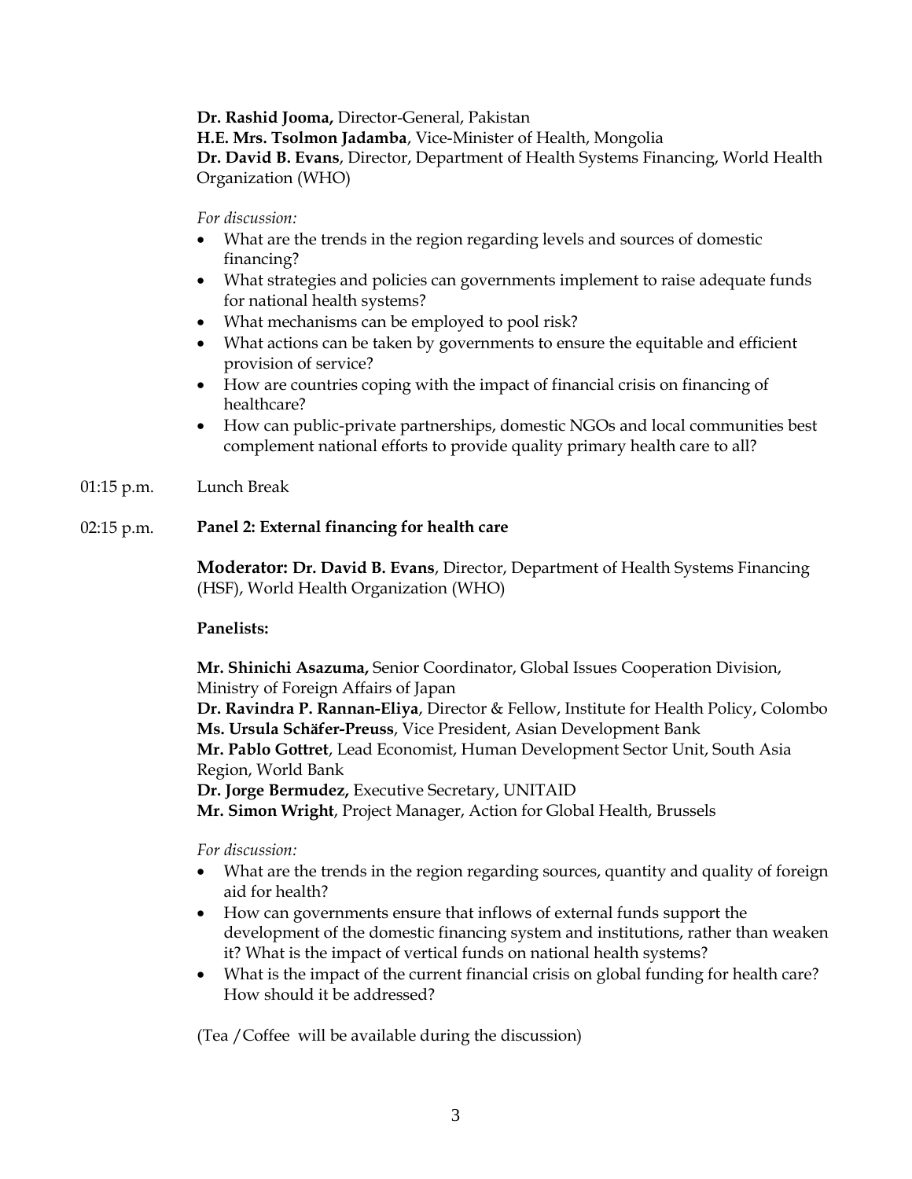**Dr. Rashid Jooma,** Director-General, Pakistan
**H.E. Mrs. Tsolmon Jadamba**, Vice-Minister of Health, Mongolia
**Dr. David B. Evans**, Director, Department of Health Systems Financing, World Health Organization (WHO)

*For discussion:*

- What are the trends in the region regarding levels and sources of domestic financing?
- What strategies and policies can governments implement to raise adequate funds for national health systems?
- What mechanisms can be employed to pool risk?
- What actions can be taken by governments to ensure the equitable and efficient provision of service?
- How are countries coping with the impact of financial crisis on financing of healthcare?
- How can public-private partnerships, domestic NGOs and local communities best complement national efforts to provide quality primary health care to all?

01:15 p.m. Lunch Break

02:15 p.m. **Panel 2: External financing for health care**

**Moderator: Dr. David B. Evans**, Director, Department of Health Systems Financing (HSF), World Health Organization (WHO)

**Panelists:**

**Mr. Shinichi Asazuma,** Senior Coordinator, Global Issues Cooperation Division, Ministry of Foreign Affairs of Japan
**Dr. Ravindra P. Rannan-Eliya**, Director & Fellow, Institute for Health Policy, Colombo
**Ms. Ursula Schäfer-Preuss**, Vice President, Asian Development Bank
**Mr. Pablo Gottret**, Lead Economist, Human Development Sector Unit, South Asia Region, World Bank
**Dr. Jorge Bermudez,** Executive Secretary, UNITAID
**Mr. Simon Wright**, Project Manager, Action for Global Health, Brussels

*For discussion:*

- What are the trends in the region regarding sources, quantity and quality of foreign aid for health?
- How can governments ensure that inflows of external funds support the development of the domestic financing system and institutions, rather than weaken it? What is the impact of vertical funds on national health systems?
- What is the impact of the current financial crisis on global funding for health care? How should it be addressed?

(Tea /Coffee will be available during the discussion)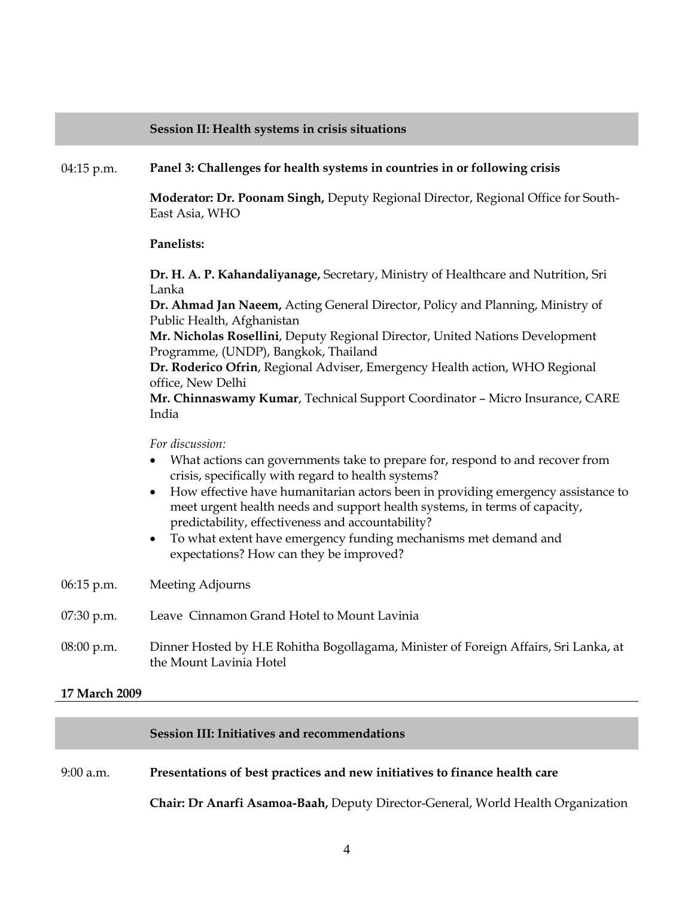## Session II: Health systems in crisis situations

04:15 p.m. **Panel 3: Challenges for health systems in countries in or following crisis**

**Moderator: Dr. Poonam Singh,** Deputy Regional Director, Regional Office for South-East Asia, WHO

**Panelists:**

**Dr. H. A. P. Kahandaliyanage,** Secretary, Ministry of Healthcare and Nutrition, Sri Lanka
**Dr. Ahmad Jan Naeem,** Acting General Director, Policy and Planning, Ministry of Public Health, Afghanistan
**Mr. Nicholas Rosellini**, Deputy Regional Director, United Nations Development Programme, (UNDP), Bangkok, Thailand
**Dr. Roderico Ofrin**, Regional Adviser, Emergency Health action, WHO Regional office, New Delhi
**Mr. Chinnaswamy Kumar**, Technical Support Coordinator – Micro Insurance, CARE India

*For discussion:*

- What actions can governments take to prepare for, respond to and recover from crisis, specifically with regard to health systems?
- How effective have humanitarian actors been in providing emergency assistance to meet urgent health needs and support health systems, in terms of capacity, predictability, effectiveness and accountability?
- To what extent have emergency funding mechanisms met demand and expectations? How can they be improved?

06:15 p.m. Meeting Adjourns

07:30 p.m. Leave Cinnamon Grand Hotel to Mount Lavinia

08:00 p.m. Dinner Hosted by H.E Rohitha Bogollagama, Minister of Foreign Affairs, Sri Lanka, at the Mount Lavinia Hotel

**17 March 2009**

## Session III: Initiatives and recommendations

9:00 a.m. **Presentations of best practices and new initiatives to finance health care**

**Chair: Dr Anarfi Asamoa-Baah,** Deputy Director-General, World Health Organization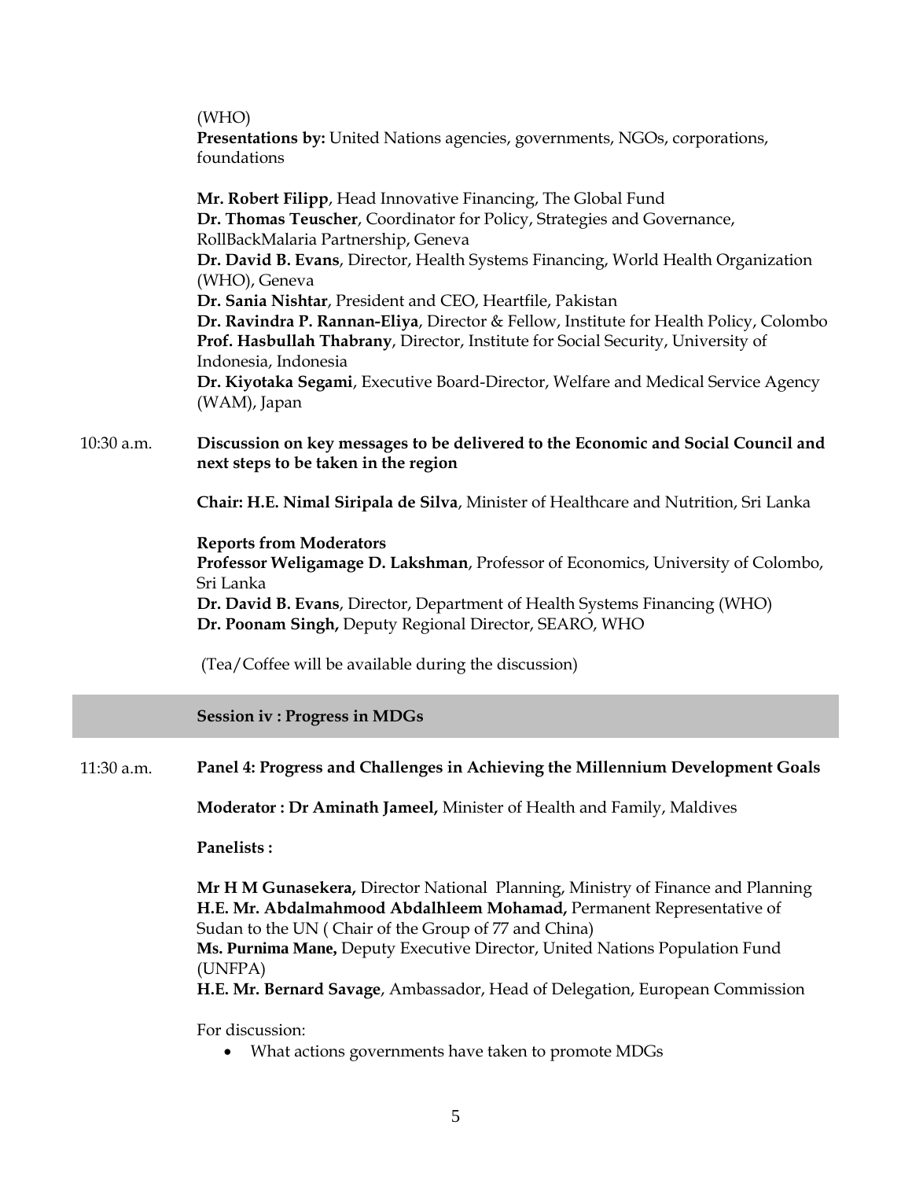(WHO)

**Presentations by:** United Nations agencies, governments, NGOs, corporations, foundations

**Mr. Robert Filipp**, Head Innovative Financing, The Global Fund
**Dr. Thomas Teuscher**, Coordinator for Policy, Strategies and Governance, RollBackMalaria Partnership, Geneva
**Dr. David B. Evans**, Director, Health Systems Financing, World Health Organization (WHO), Geneva
**Dr. Sania Nishtar**, President and CEO, Heartfile, Pakistan
**Dr. Ravindra P. Rannan-Eliya**, Director & Fellow, Institute for Health Policy, Colombo
**Prof. Hasbullah Thabrany**, Director, Institute for Social Security, University of Indonesia, Indonesia
**Dr. Kiyotaka Segami**, Executive Board-Director, Welfare and Medical Service Agency (WAM), Japan

10:30 a.m. **Discussion on key messages to be delivered to the Economic and Social Council and next steps to be taken in the region**

**Chair: H.E. Nimal Siripala de Silva**, Minister of Healthcare and Nutrition, Sri Lanka

**Reports from Moderators**
**Professor Weligamage D. Lakshman**, Professor of Economics, University of Colombo, Sri Lanka
**Dr. David B. Evans**, Director, Department of Health Systems Financing (WHO)
**Dr. Poonam Singh,** Deputy Regional Director, SEARO, WHO

(Tea/Coffee will be available during the discussion)

## Session iv : Progress in MDGs

11:30 a.m. **Panel 4: Progress and Challenges in Achieving the Millennium Development Goals**

**Moderator : Dr Aminath Jameel,** Minister of Health and Family, Maldives

**Panelists :**

**Mr H M Gunasekera,** Director National Planning, Ministry of Finance and Planning
**H.E. Mr. Abdalmahmood Abdalhleem Mohamad,** Permanent Representative of Sudan to the UN ( Chair of the Group of 77 and China)
**Ms. Purnima Mane,** Deputy Executive Director, United Nations Population Fund (UNFPA)
**H.E. Mr. Bernard Savage**, Ambassador, Head of Delegation, European Commission

For discussion:

- What actions governments have taken to promote MDGs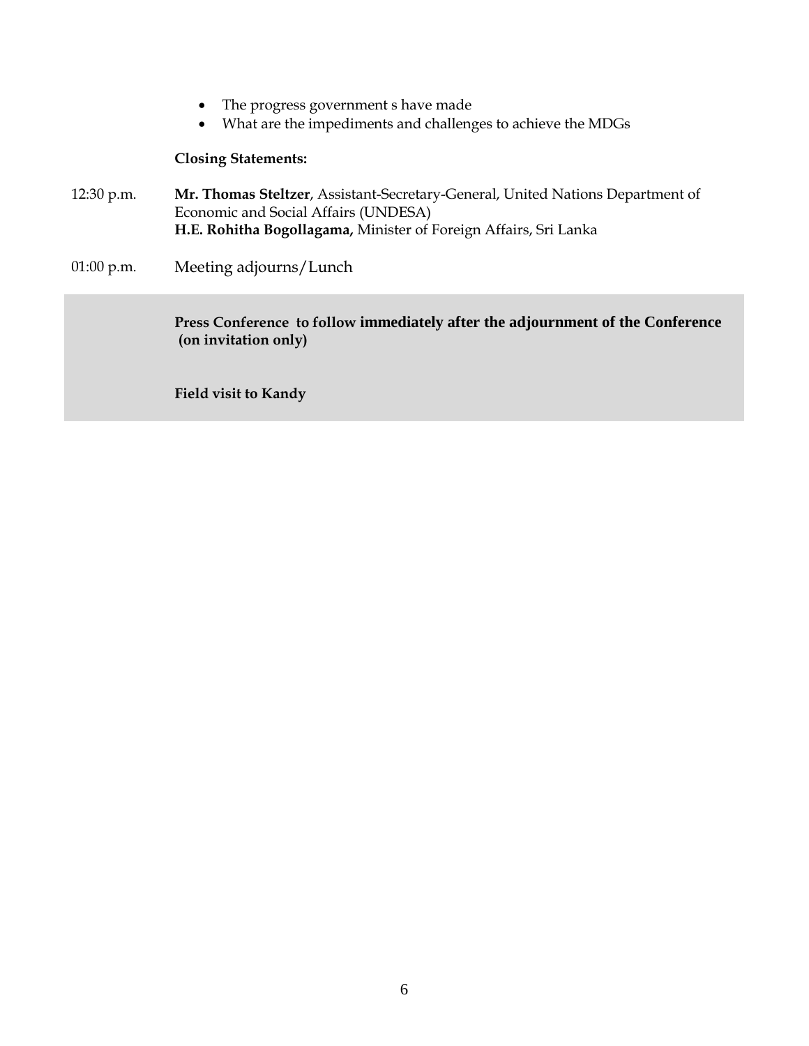- The progress government s have made
- What are the impediments and challenges to achieve the MDGs

**Closing Statements:**

12:30 p.m. **Mr. Thomas Steltzer**, Assistant-Secretary-General, United Nations Department of Economic and Social Affairs (UNDESA)
**H.E. Rohitha Bogollagama,** Minister of Foreign Affairs, Sri Lanka

01:00 p.m. Meeting adjourns/Lunch

**Press Conference to follow immediately after the adjournment of the Conference (on invitation only)**

**Field visit to Kandy**